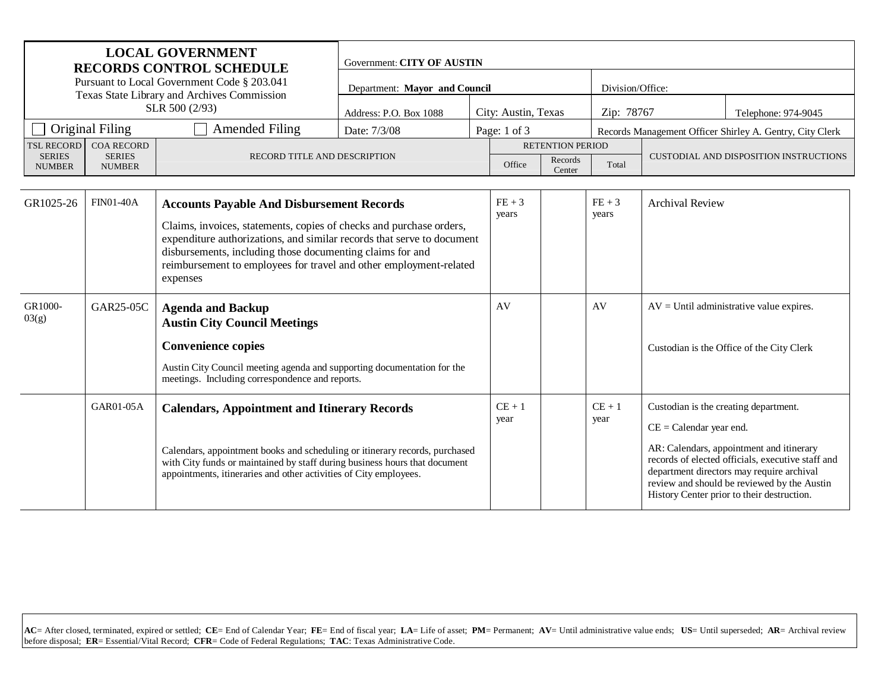**LOCAL GOVERNMENT RECORDS CONTROL SCHEDULE**
Pursuant to Local Government Code § 203.041
Texas State Library and Archives Commission
SLR 500 (2/93)

Government: **CITY OF AUSTIN**

Department: **Mayor and Council** | Division/Office:

Address: P.O. Box 1088 | City: Austin, Texas | Zip: 78767 | Telephone: 974-9045

☐ Original Filing ☐ Amended Filing

Date: 7/3/08 | Records Management Officer Shirley A. Gentry, City Clerk

| TSL RECORD SERIES NUMBER | COA RECORD SERIES NUMBER | RECORD TITLE AND DESCRIPTION | RETENTION PERIOD | | | CUSTODIAL AND DISPOSITION INSTRUCTIONS |
|---|---|---|---|---|---|---|
| | | | Office | Records Center | Total | |
| GR1025-26 | FIN01-40A | **Accounts Payable And Disbursement Records**<br>Claims, invoices, statements, copies of checks and purchase orders, expenditure authorizations, and similar records that serve to document disbursements, including those documenting claims for and reimbursement to employees for travel and other employment-related expenses | FE + 3 years | | FE + 3 years | Archival Review |
| GR1000-03(g) | GAR25-05C | **Agenda and Backup**<br>**Austin City Council Meetings**<br>**Convenience copies**<br>Austin City Council meeting agenda and supporting documentation for the meetings. Including correspondence and reports. | AV | | AV | AV = Until administrative value expires.<br>Custodian is the Office of the City Clerk |
| | GAR01-05A | **Calendars, Appointment and Itinerary Records**<br>Calendars, appointment books and scheduling or itinerary records, purchased with City funds or maintained by staff during business hours that document appointments, itineraries and other activities of City employees. | CE + 1 year | | CE + 1 year | Custodian is the creating department.<br>CE = Calendar year end.<br>AR: Calendars, appointment and itinerary records of elected officials, executive staff and department directors may require archival review and should be reviewed by the Austin History Center prior to their destruction. |

**AC**= After closed, terminated, expired or settled; **CE**= End of Calendar Year; **FE**= End of fiscal year; **LA**= Life of asset; **PM**= Permanent; **AV**= Until administrative value ends; **US**= Until superseded; **AR**= Archival review before disposal; **ER**= Essential/Vital Record; **CFR**= Code of Federal Regulations; **TAC**: Texas Administrative Code.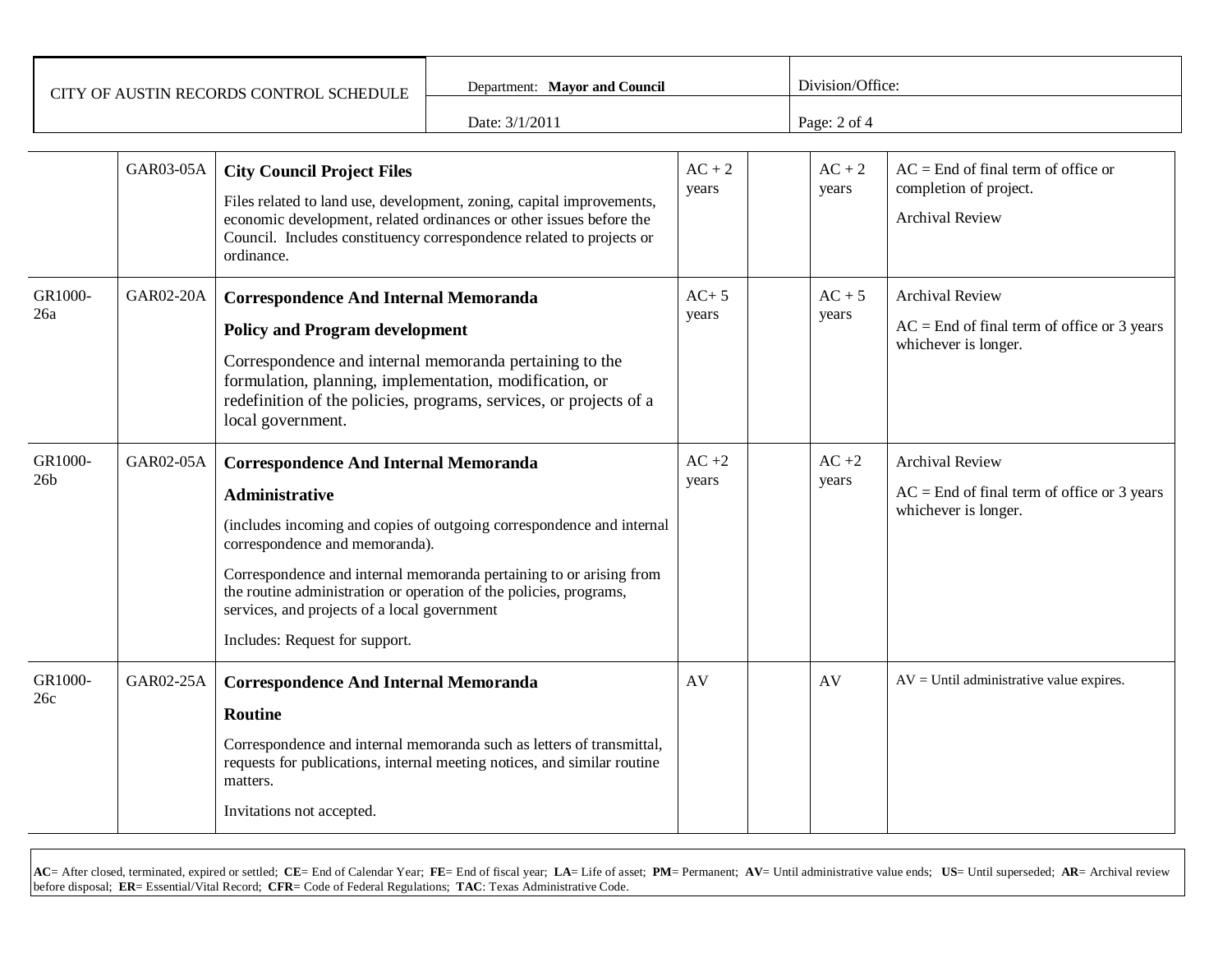| | | | | | | |
|---|---|---|---|---|---|---|
| | GAR03-05A | **City Council Project Files**<br>Files related to land use, development, zoning, capital improvements, economic development, related ordinances or other issues before the Council. Includes constituency correspondence related to projects or ordinance. | AC + 2 years | | AC + 2 years | AC = End of final term of office or completion of project.<br>Archival Review |
| GR1000-26a | GAR02-20A | **Correspondence And Internal Memoranda**<br>**Policy and Program development**<br>Correspondence and internal memoranda pertaining to the formulation, planning, implementation, modification, or redefinition of the policies, programs, services, or projects of a local government. | AC+ 5 years | | AC + 5 years | Archival Review<br>AC = End of final term of office or 3 years whichever is longer. |
| GR1000-26b | GAR02-05A | **Correspondence And Internal Memoranda**<br>**Administrative**<br>(includes incoming and copies of outgoing correspondence and internal correspondence and memoranda).<br>Correspondence and internal memoranda pertaining to or arising from the routine administration or operation of the policies, programs, services, and projects of a local government<br>Includes: Request for support. | AC +2 years | | AC +2 years | Archival Review<br>AC = End of final term of office or 3 years whichever is longer. |
| GR1000-26c | GAR02-25A | **Correspondence And Internal Memoranda**<br>**Routine**<br>Correspondence and internal memoranda such as letters of transmittal, requests for publications, internal meeting notices, and similar routine matters.<br>Invitations not accepted. | AV | | AV | AV = Until administrative value expires. |

**AC**= After closed, terminated, expired or settled; **CE**= End of Calendar Year; **FE**= End of fiscal year; **LA**= Life of asset; **PM**= Permanent; **AV**= Until administrative value ends; **US**= Until superseded; **AR**= Archival review before disposal; **ER**= Essential/Vital Record; **CFR**= Code of Federal Regulations; **TAC**: Texas Administrative Code.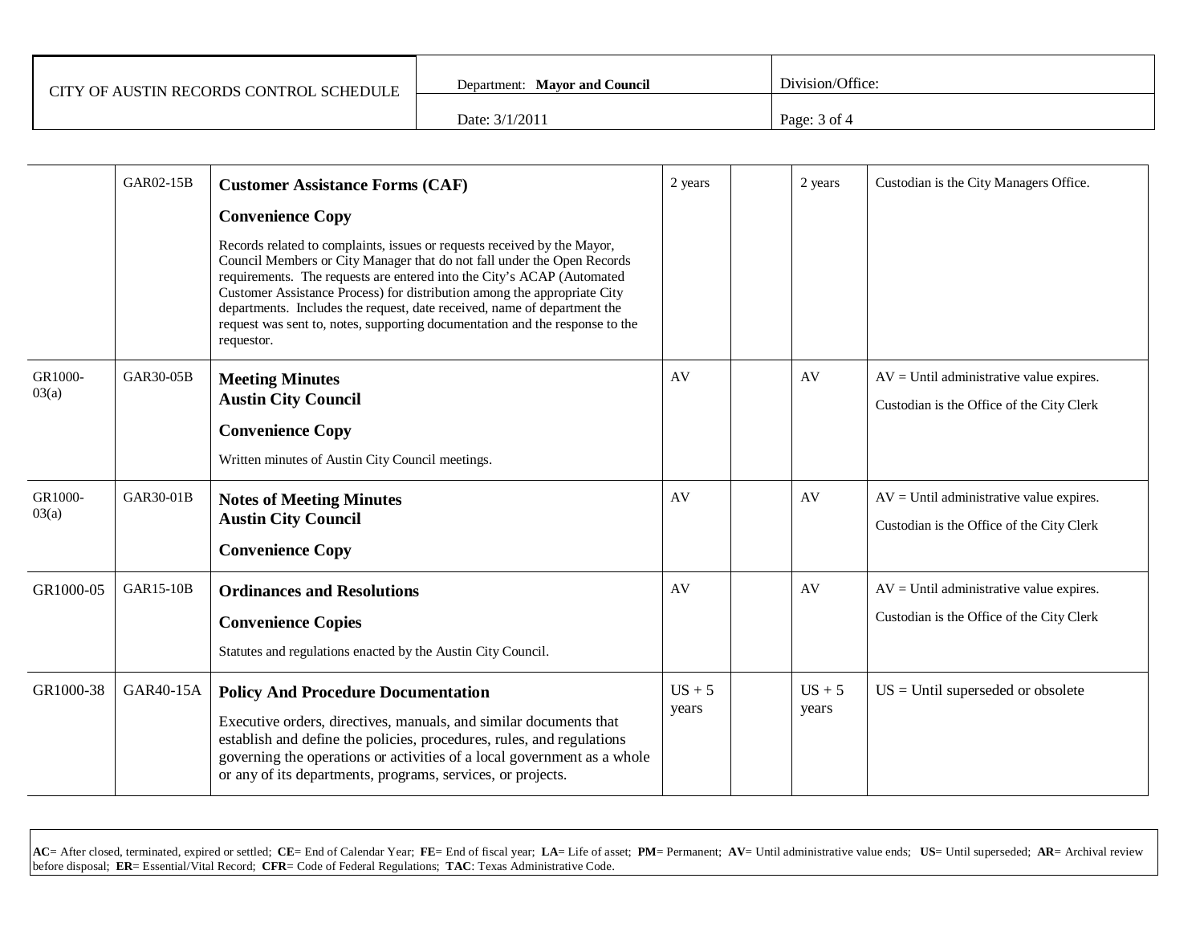| CITY OF AUSTIN RECORDS CONTROL SCHEDULE | Department: **Mayor and Council** | Division/Office: |
|---|---|---|
| | Date: 3/1/2011 | |

| | | | | | | |
|---|---|---|---|---|---|---|
| | GAR02-15B | **Customer Assistance Forms (CAF)**<br>**Convenience Copy**<br>Records related to complaints, issues or requests received by the Mayor, Council Members or City Manager that do not fall under the Open Records requirements. The requests are entered into the City's ACAP (Automated Customer Assistance Process) for distribution among the appropriate City departments. Includes the request, date received, name of department the request was sent to, notes, supporting documentation and the response to the requestor. | 2 years | | 2 years | Custodian is the City Managers Office. |
| GR1000-03(a) | GAR30-05B | **Meeting Minutes**<br>**Austin City Council**<br>**Convenience Copy**<br>Written minutes of Austin City Council meetings. | AV | | AV | AV = Until administrative value expires.<br>Custodian is the Office of the City Clerk |
| GR1000-03(a) | GAR30-01B | **Notes of Meeting Minutes**<br>**Austin City Council**<br>**Convenience Copy** | AV | | AV | AV = Until administrative value expires.<br>Custodian is the Office of the City Clerk |
| GR1000-05 | GAR15-10B | **Ordinances and Resolutions**<br>**Convenience Copies**<br>Statutes and regulations enacted by the Austin City Council. | AV | | AV | AV = Until administrative value expires.<br>Custodian is the Office of the City Clerk |
| GR1000-38 | GAR40-15A | **Policy And Procedure Documentation**<br>Executive orders, directives, manuals, and similar documents that establish and define the policies, procedures, rules, and regulations governing the operations or activities of a local government as a whole or any of its departments, programs, services, or projects. | US + 5 years | | US + 5 years | US = Until superseded or obsolete |

**AC**= After closed, terminated, expired or settled; **CE**= End of Calendar Year; **FE**= End of fiscal year; **LA**= Life of asset; **PM**= Permanent; **AV**= Until administrative value ends; **US**= Until superseded; **AR**= Archival review before disposal; **ER**= Essential/Vital Record; **CFR**= Code of Federal Regulations; **TAC**: Texas Administrative Code.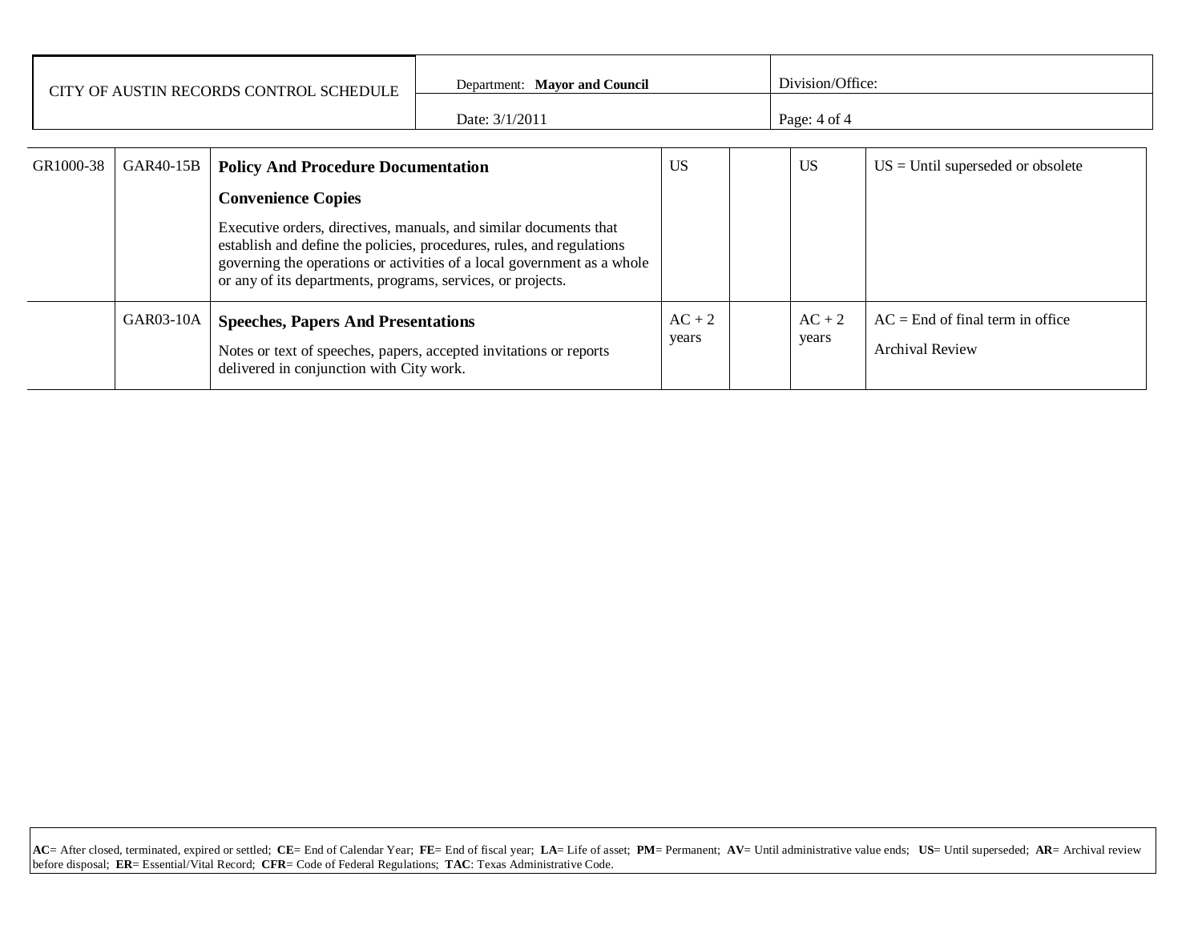| | | | | | | |
|---|---|---|---|---|---|---|
| GR1000-38 | GAR40-15B | **Policy And Procedure Documentation**<br>**Convenience Copies**<br>Executive orders, directives, manuals, and similar documents that establish and define the policies, procedures, rules, and regulations governing the operations or activities of a local government as a whole or any of its departments, programs, services, or projects. | US | | US | US = Until superseded or obsolete |
| | GAR03-10A | **Speeches, Papers And Presentations**<br>Notes or text of speeches, papers, accepted invitations or reports delivered in conjunction with City work. | AC + 2 years | | AC + 2 years | AC = End of final term in office<br>Archival Review |

**AC**= After closed, terminated, expired or settled; **CE**= End of Calendar Year; **FE**= End of fiscal year; **LA**= Life of asset; **PM**= Permanent; **AV**= Until administrative value ends; **US**= Until superseded; **AR**= Archival review before disposal; **ER**= Essential/Vital Record; **CFR**= Code of Federal Regulations; **TAC**: Texas Administrative Code.